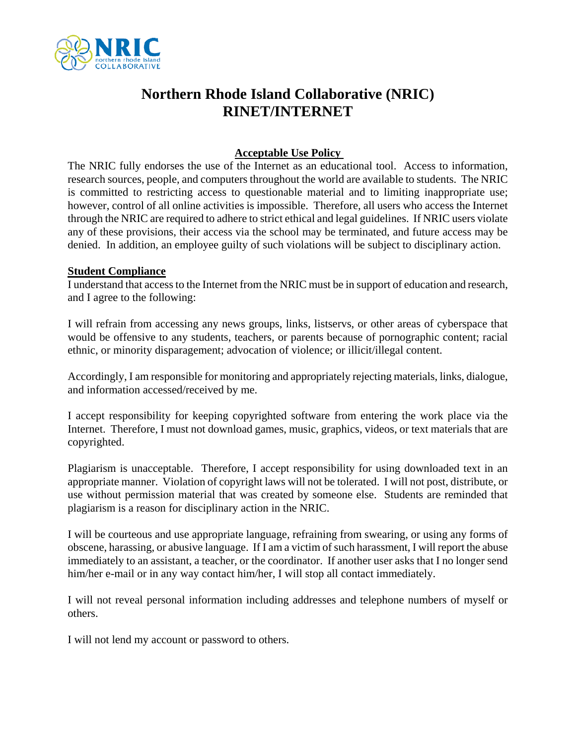# Northern Rhode Island Collaborative (NRIC)
# RINET/INTERNET

## Acceptable Use Policy

The NRIC fully endorses the use of the Internet as an educational tool. Access to information, research sources, people, and computers throughout the world are available to students. The NRIC is committed to restricting access to questionable material and to limiting inappropriate use; however, control of all online activities is impossible. Therefore, all users who access the Internet through the NRIC are required to adhere to strict ethical and legal guidelines. If NRIC users violate any of these provisions, their access via the school may be terminated, and future access may be denied. In addition, an employee guilty of such violations will be subject to disciplinary action.

### Student Compliance

I understand that access to the Internet from the NRIC must be in support of education and research, and I agree to the following:

I will refrain from accessing any news groups, links, listservs, or other areas of cyberspace that would be offensive to any students, teachers, or parents because of pornographic content; racial ethnic, or minority disparagement; advocation of violence; or illicit/illegal content.

Accordingly, I am responsible for monitoring and appropriately rejecting materials, links, dialogue, and information accessed/received by me.

I accept responsibility for keeping copyrighted software from entering the work place via the Internet. Therefore, I must not download games, music, graphics, videos, or text materials that are copyrighted.

Plagiarism is unacceptable. Therefore, I accept responsibility for using downloaded text in an appropriate manner. Violation of copyright laws will not be tolerated. I will not post, distribute, or use without permission material that was created by someone else. Students are reminded that plagiarism is a reason for disciplinary action in the NRIC.

I will be courteous and use appropriate language, refraining from swearing, or using any forms of obscene, harassing, or abusive language. If I am a victim of such harassment, I will report the abuse immediately to an assistant, a teacher, or the coordinator. If another user asks that I no longer send him/her e-mail or in any way contact him/her, I will stop all contact immediately.

I will not reveal personal information including addresses and telephone numbers of myself or others.

I will not lend my account or password to others.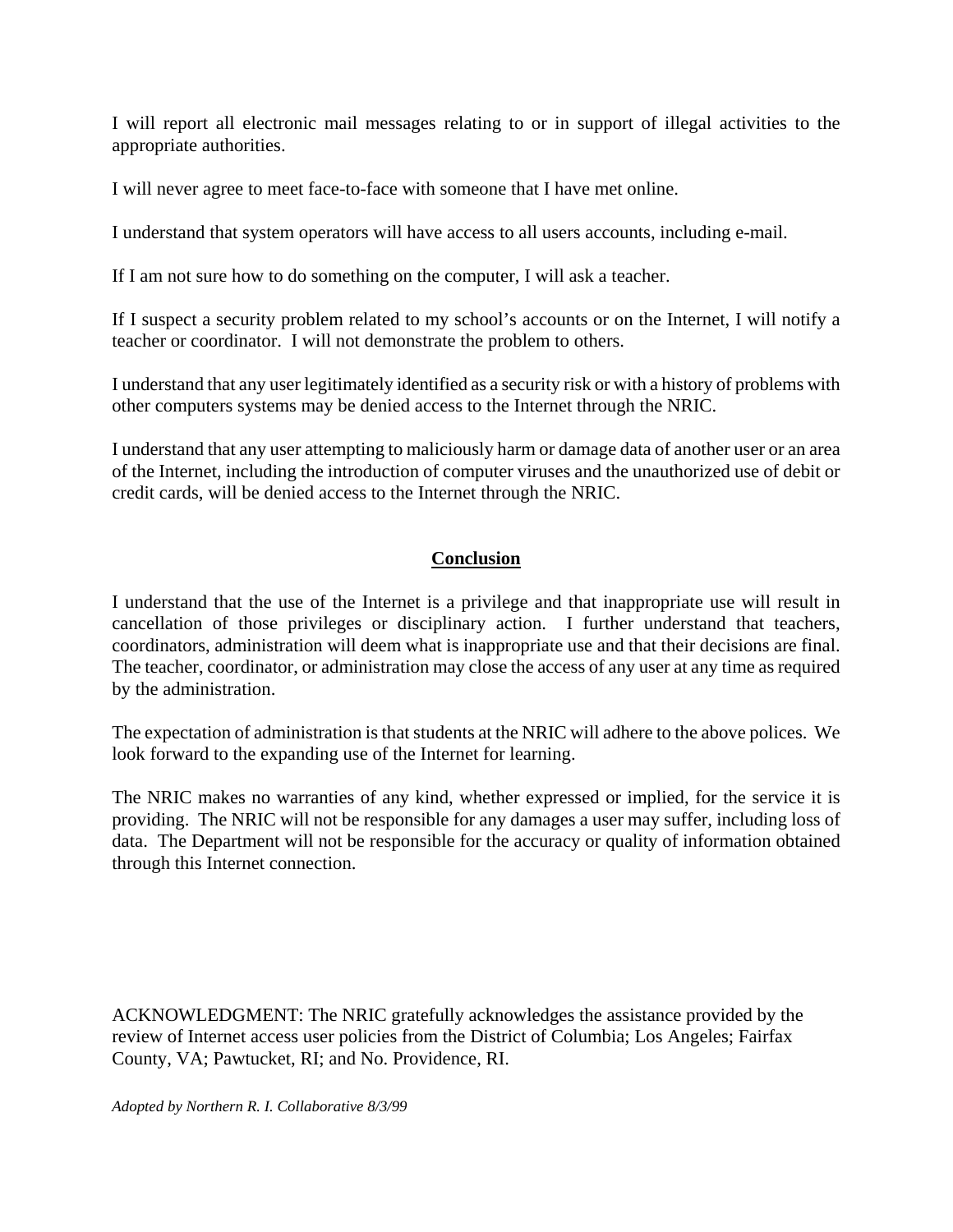I will report all electronic mail messages relating to or in support of illegal activities to the appropriate authorities.

I will never agree to meet face-to-face with someone that I have met online.

I understand that system operators will have access to all users accounts, including e-mail.

If I am not sure how to do something on the computer, I will ask a teacher.

If I suspect a security problem related to my school's accounts or on the Internet, I will notify a teacher or coordinator. I will not demonstrate the problem to others.

I understand that any user legitimately identified as a security risk or with a history of problems with other computers systems may be denied access to the Internet through the NRIC.

I understand that any user attempting to maliciously harm or damage data of another user or an area of the Internet, including the introduction of computer viruses and the unauthorized use of debit or credit cards, will be denied access to the Internet through the NRIC.

## Conclusion

I understand that the use of the Internet is a privilege and that inappropriate use will result in cancellation of those privileges or disciplinary action. I further understand that teachers, coordinators, administration will deem what is inappropriate use and that their decisions are final. The teacher, coordinator, or administration may close the access of any user at any time as required by the administration.

The expectation of administration is that students at the NRIC will adhere to the above polices. We look forward to the expanding use of the Internet for learning.

The NRIC makes no warranties of any kind, whether expressed or implied, for the service it is providing. The NRIC will not be responsible for any damages a user may suffer, including loss of data. The Department will not be responsible for the accuracy or quality of information obtained through this Internet connection.

ACKNOWLEDGMENT: The NRIC gratefully acknowledges the assistance provided by the review of Internet access user policies from the District of Columbia; Los Angeles; Fairfax County, VA; Pawtucket, RI; and No. Providence, RI.

*Adopted by Northern R. I. Collaborative 8/3/99*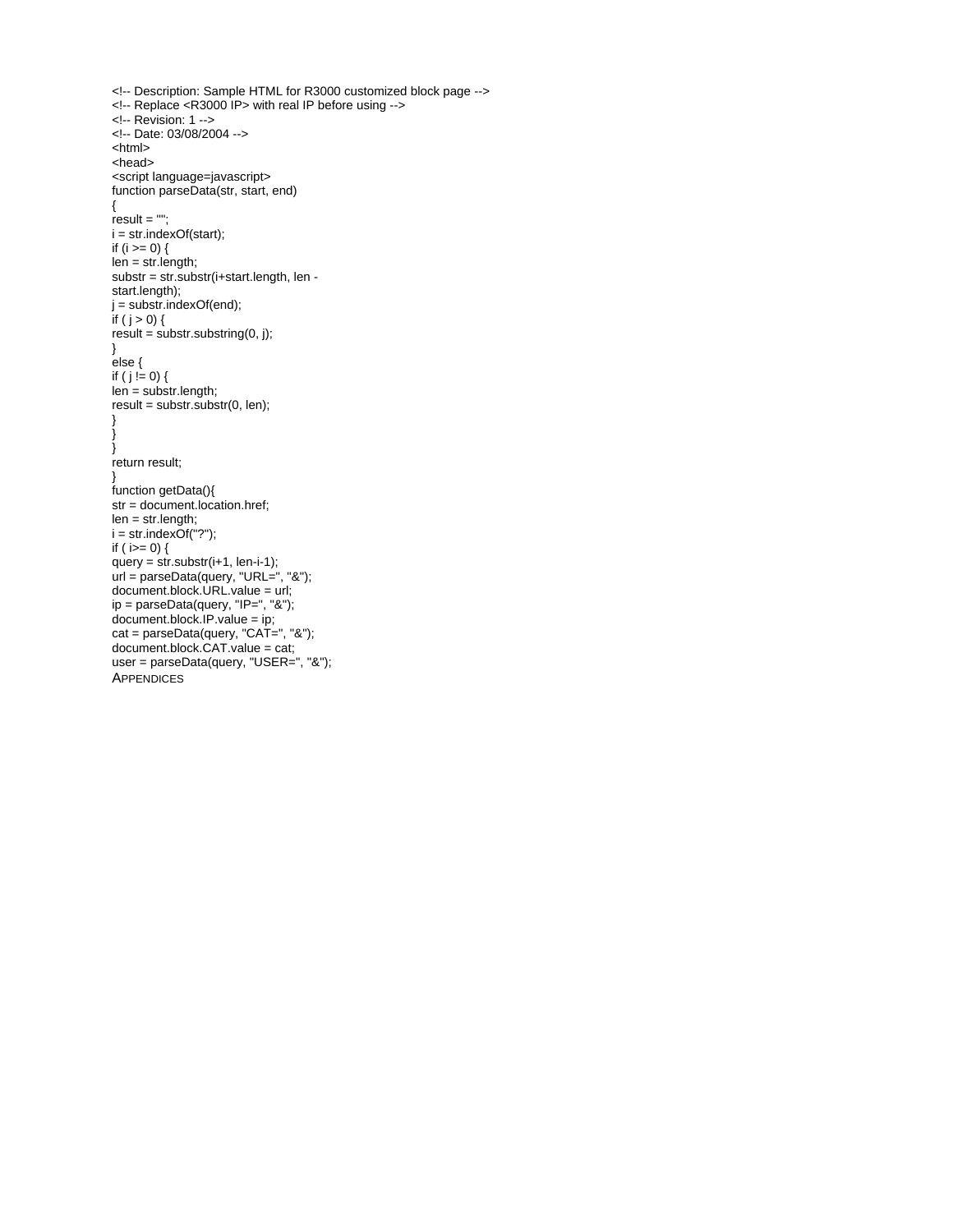```
<!-- Description: Sample HTML for R3000 customized block page -->
<!-- Replace <R3000 IP> with real IP before using -->
<!-- Revision: 1 -->
<!-- Date: 03/08/2004 -->
<html>
<head>
<script language=javascript>
function parseData(str, start, end)
{
result = "";
i = str.indexOf(start);
if (i >= 0) {
len = str.length;
substr = str.substr(i+start.length, len -
start.length);
j = substr.indexOf(end);
if ( j > 0) {
result = substr.substring(0, j);
}
else {
if ( j != 0) {
len = substr.length;
result = substr.substr(0, len);
}
}
}
return result;
}
function getData(){
str = document.location.href;
len = str.length;
i = str.indexOf("?");
if ( i>= 0) {
query = str.substr(i+1, len-i-1);
url = parseData(query, "URL=", "&");
document.block.URL.value = url;
ip = parseData(query, "IP=", "&");
document.block.IP.value = ip;
cat = parseData(query, "CAT=", "&");
document.block.CAT.value = cat;
user = parseData(query, "USER=", "&");
```